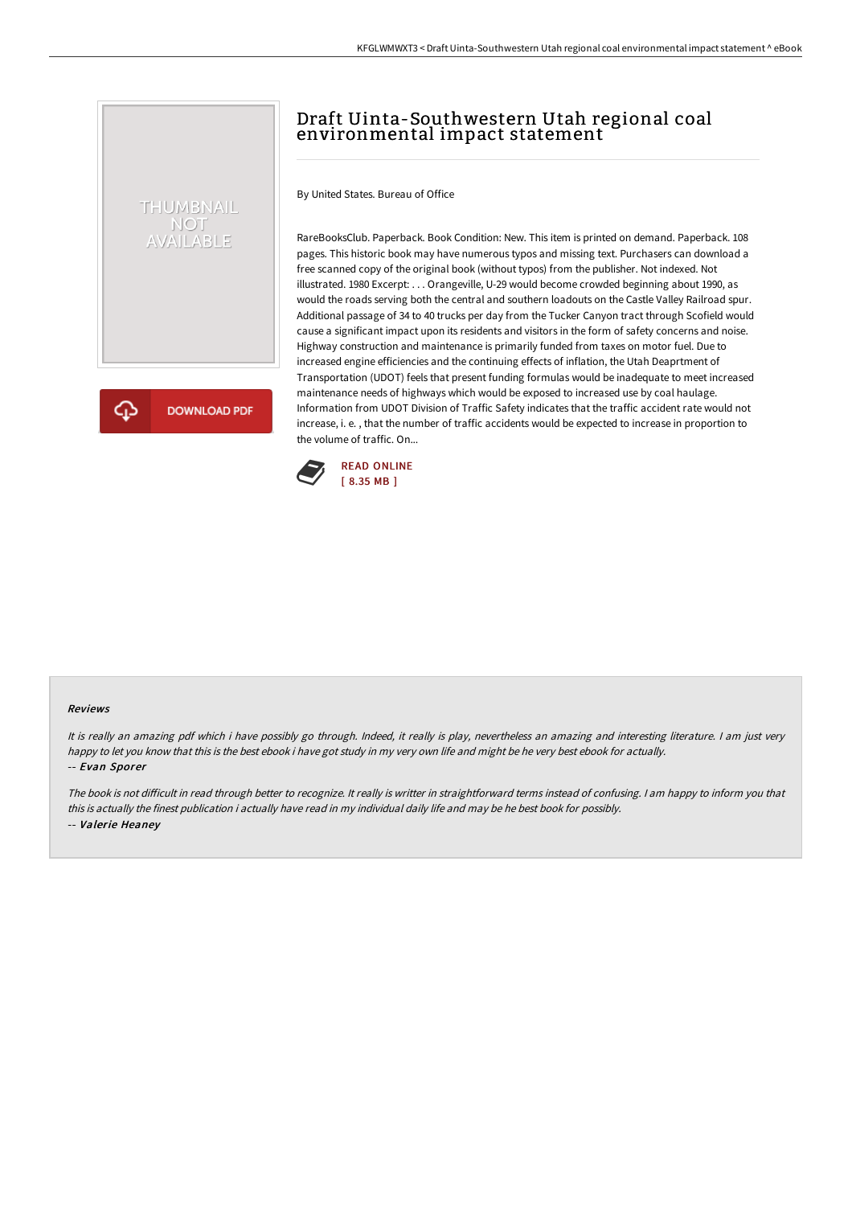# Draft Uinta-Southwestern Utah regional coal environmental impact statement

By United States. Bureau of Office

RareBooksClub. Paperback. Book Condition: New. This item is printed on demand. Paperback. 108 pages. This historic book may have numerous typos and missing text. Purchasers can download a free scanned copy of the original book (without typos) from the publisher. Not indexed. Not illustrated. 1980 Excerpt: . . . Orangeville, U-29 would become crowded beginning about 1990, as would the roads serving both the central and southern loadouts on the Castle Valley Railroad spur. Additional passage of 34 to 40 trucks per day from the Tucker Canyon tract through Scofield would cause a significant impact upon its residents and visitors in the form of safety concerns and noise. Highway construction and maintenance is primarily funded from taxes on motor fuel. Due to increased engine efficiencies and the continuing effects of inflation, the Utah Deaprtment of Transportation (UDOT) feels that present funding formulas would be inadequate to meet increased maintenance needs of highways which would be exposed to increased use by coal haulage. Information from UDOT Division of Traffic Safety indicates that the traffic accident rate would not increase, i. e. , that the number of traffic accidents would be expected to increase in proportion to the volume of traffic. On...

READ ONLINE
[ 8.35 MB ]

### Reviews

*It is really an amazing pdf which i have possibly go through. Indeed, it really is play, nevertheless an amazing and interesting literature. I am just very happy to let you know that this is the best ebook i have got study in my very own life and might be he very best ebook for actually.*

*-- **Evan Sporer***

*The book is not difficult in read through better to recognize. It really is writter in straightforward terms instead of confusing. I am happy to inform you that this is actually the finest publication i actually have read in my individual daily life and may be he best book for possibly.*

*-- **Valerie Heaney***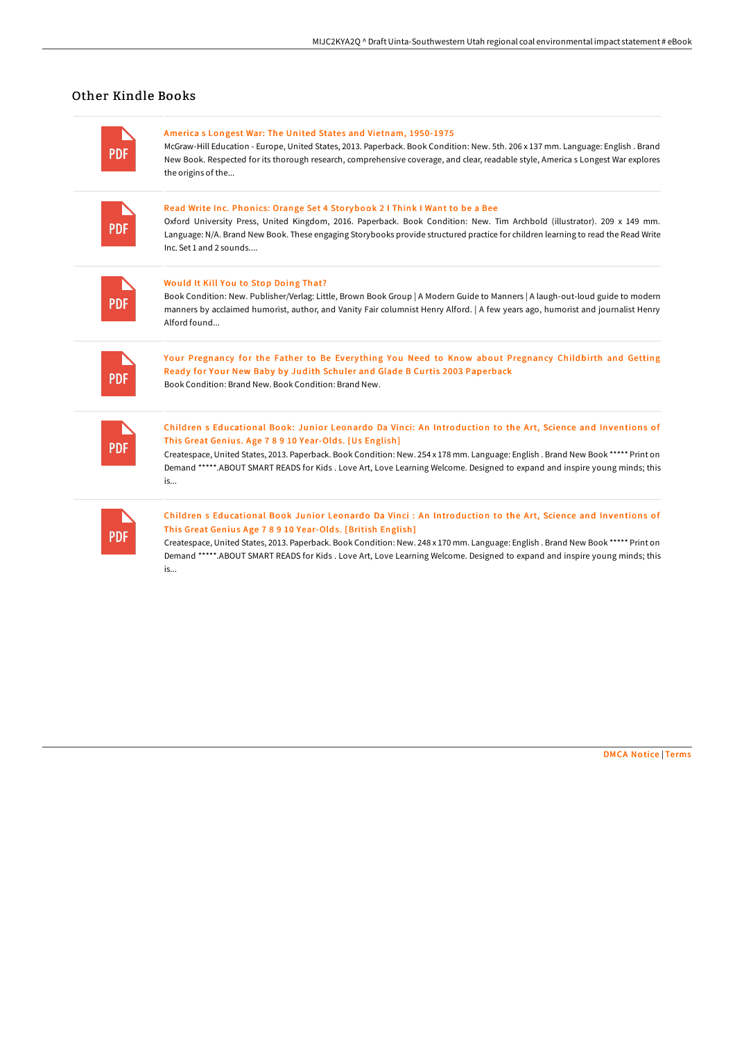## Other Kindle Books

**America s Longest War: The United States and Vietnam, 1950-1975**

McGraw-Hill Education - Europe, United States, 2013. Paperback. Book Condition: New. 5th. 206 x 137 mm. Language: English . Brand New Book. Respected for its thorough research, comprehensive coverage, and clear, readable style, America s Longest War explores the origins of the...

**Read Write Inc. Phonics: Orange Set 4 Storybook 2 I Think I Want to be a Bee**

Oxford University Press, United Kingdom, 2016. Paperback. Book Condition: New. Tim Archbold (illustrator). 209 x 149 mm. Language: N/A. Brand New Book. These engaging Storybooks provide structured practice for children learning to read the Read Write Inc. Set 1 and 2 sounds....

**Would It Kill You to Stop Doing That?**

Book Condition: New. Publisher/Verlag: Little, Brown Book Group | A Modern Guide to Manners | A laugh-out-loud guide to modern manners by acclaimed humorist, author, and Vanity Fair columnist Henry Alford. | A few years ago, humorist and journalist Henry Alford found...

**Your Pregnancy for the Father to Be Everything You Need to Know about Pregnancy Childbirth and Getting Ready for Your New Baby by Judith Schuler and Glade B Curtis 2003 Paperback**

Book Condition: Brand New. Book Condition: Brand New.

**Children s Educational Book: Junior Leonardo Da Vinci: An Introduction to the Art, Science and Inventions of This Great Genius. Age 7 8 9 10 Year-Olds. [Us English]**

Createspace, United States, 2013. Paperback. Book Condition: New. 254 x 178 mm. Language: English . Brand New Book ***** Print on Demand *****.ABOUT SMART READS for Kids . Love Art, Love Learning Welcome. Designed to expand and inspire young minds; this is...

**Children s Educational Book Junior Leonardo Da Vinci : An Introduction to the Art, Science and Inventions of This Great Genius Age 7 8 9 10 Year-Olds. [British English]**

Createspace, United States, 2013. Paperback. Book Condition: New. 248 x 170 mm. Language: English . Brand New Book ***** Print on Demand *****.ABOUT SMART READS for Kids . Love Art, Love Learning Welcome. Designed to expand and inspire young minds; this is...